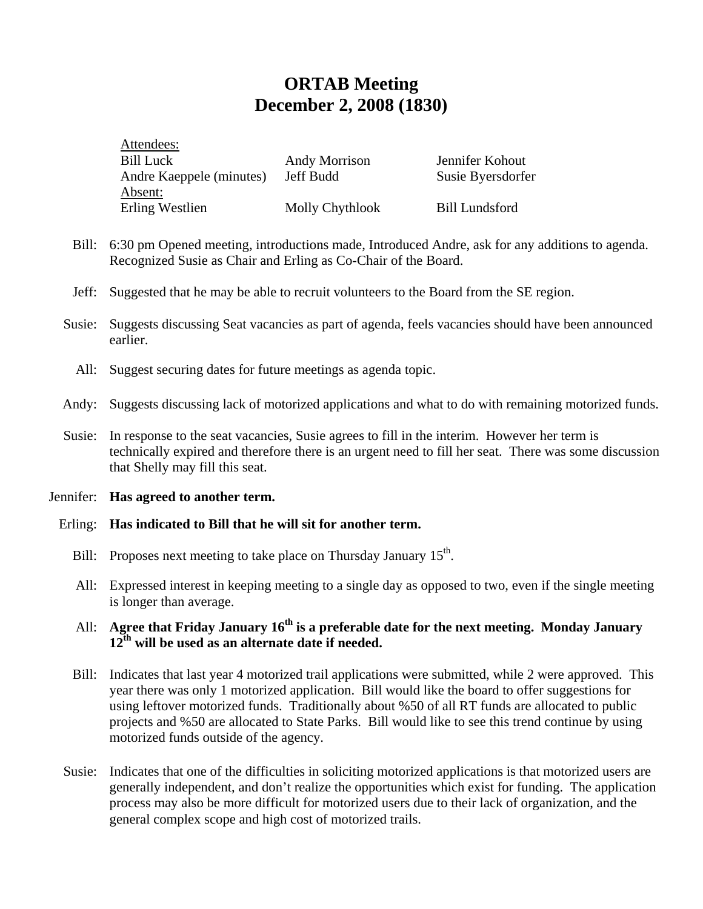# ORTAB Meeting
# December 2, 2008 (1830)

| Attendees: | | |
|---|---|---|
| Bill Luck | Andy Morrison | Jennifer Kohout |
| Andre Kaeppele (minutes) | Jeff Budd | Susie Byersdorfer |
| Absent: | | |
| Erling Westlien | Molly Chythlook | Bill Lundsford |

**Bill:** 6:30 pm Opened meeting, introductions made, Introduced Andre, ask for any additions to agenda. Recognized Susie as Chair and Erling as Co-Chair of the Board.

**Jeff:** Suggested that he may be able to recruit volunteers to the Board from the SE region.

**Susie:** Suggests discussing Seat vacancies as part of agenda, feels vacancies should have been announced earlier.

**All:** Suggest securing dates for future meetings as agenda topic.

**Andy:** Suggests discussing lack of motorized applications and what to do with remaining motorized funds.

**Susie:** In response to the seat vacancies, Susie agrees to fill in the interim. However her term is technically expired and therefore there is an urgent need to fill her seat. There was some discussion that Shelly may fill this seat.

**Jennifer:** **Has agreed to another term.**

**Erling:** **Has indicated to Bill that he will sit for another term.**

**Bill:** Proposes next meeting to take place on Thursday January 15th.

**All:** Expressed interest in keeping meeting to a single day as opposed to two, even if the single meeting is longer than average.

**All:** **Agree that Friday January 16th is a preferable date for the next meeting. Monday January 12th will be used as an alternate date if needed.**

**Bill:** Indicates that last year 4 motorized trail applications were submitted, while 2 were approved. This year there was only 1 motorized application. Bill would like the board to offer suggestions for using leftover motorized funds. Traditionally about %50 of all RT funds are allocated to public projects and %50 are allocated to State Parks. Bill would like to see this trend continue by using motorized funds outside of the agency.

**Susie:** Indicates that one of the difficulties in soliciting motorized applications is that motorized users are generally independent, and don't realize the opportunities which exist for funding. The application process may also be more difficult for motorized users due to their lack of organization, and the general complex scope and high cost of motorized trails.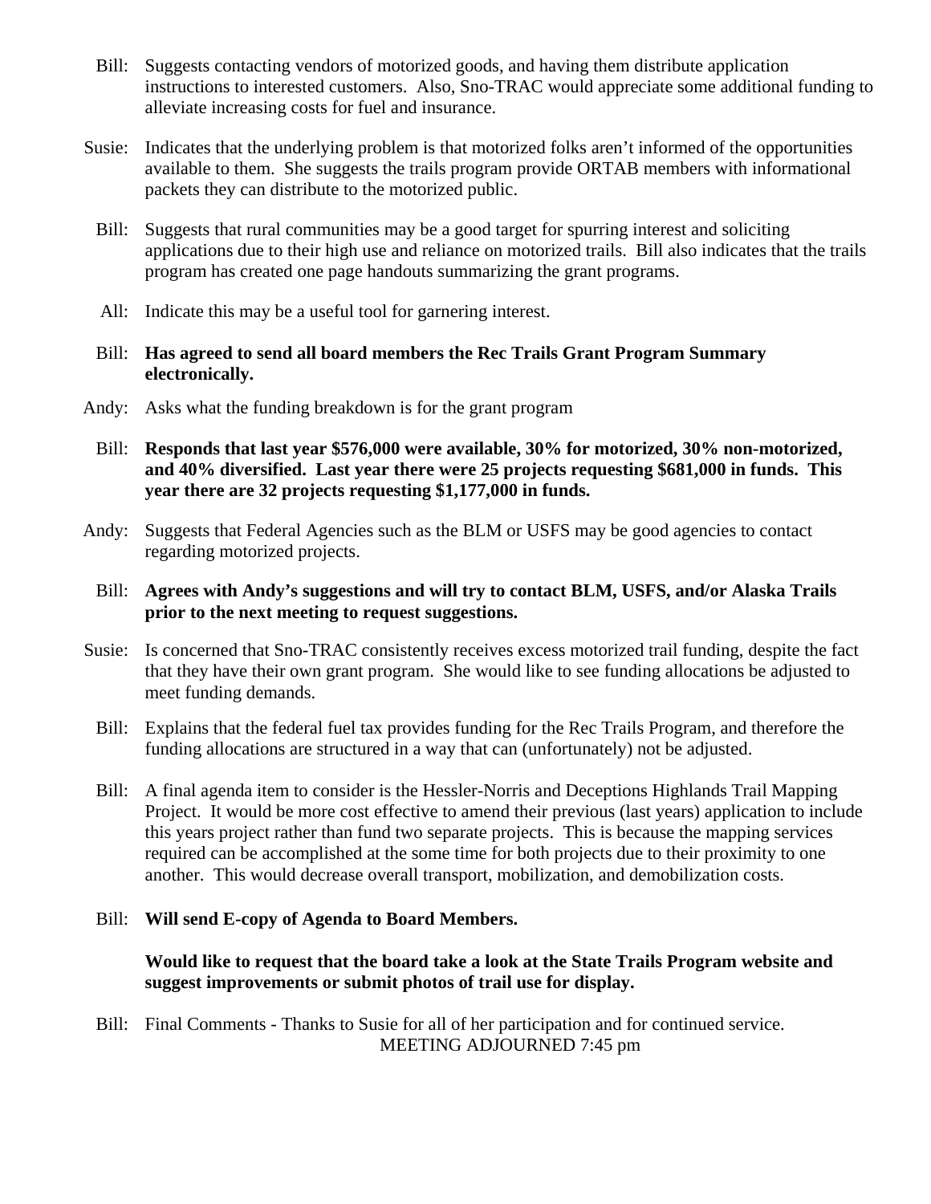Bill: Suggests contacting vendors of motorized goods, and having them distribute application instructions to interested customers. Also, Sno-TRAC would appreciate some additional funding to alleviate increasing costs for fuel and insurance.

Susie: Indicates that the underlying problem is that motorized folks aren't informed of the opportunities available to them. She suggests the trails program provide ORTAB members with informational packets they can distribute to the motorized public.

Bill: Suggests that rural communities may be a good target for spurring interest and soliciting applications due to their high use and reliance on motorized trails. Bill also indicates that the trails program has created one page handouts summarizing the grant programs.

All: Indicate this may be a useful tool for garnering interest.

Bill: **Has agreed to send all board members the Rec Trails Grant Program Summary electronically.**

Andy: Asks what the funding breakdown is for the grant program

Bill: **Responds that last year $576,000 were available, 30% for motorized, 30% non-motorized, and 40% diversified. Last year there were 25 projects requesting $681,000 in funds. This year there are 32 projects requesting $1,177,000 in funds.**

Andy: Suggests that Federal Agencies such as the BLM or USFS may be good agencies to contact regarding motorized projects.

Bill: **Agrees with Andy's suggestions and will try to contact BLM, USFS, and/or Alaska Trails prior to the next meeting to request suggestions.**

Susie: Is concerned that Sno-TRAC consistently receives excess motorized trail funding, despite the fact that they have their own grant program. She would like to see funding allocations be adjusted to meet funding demands.

Bill: Explains that the federal fuel tax provides funding for the Rec Trails Program, and therefore the funding allocations are structured in a way that can (unfortunately) not be adjusted.

Bill: A final agenda item to consider is the Hessler-Norris and Deceptions Highlands Trail Mapping Project. It would be more cost effective to amend their previous (last years) application to include this years project rather than fund two separate projects. This is because the mapping services required can be accomplished at the some time for both projects due to their proximity to one another. This would decrease overall transport, mobilization, and demobilization costs.

Bill: **Will send E-copy of Agenda to Board Members.**

**Would like to request that the board take a look at the State Trails Program website and suggest improvements or submit photos of trail use for display.**

Bill: Final Comments - Thanks to Susie for all of her participation and for continued service.

MEETING ADJOURNED 7:45 pm